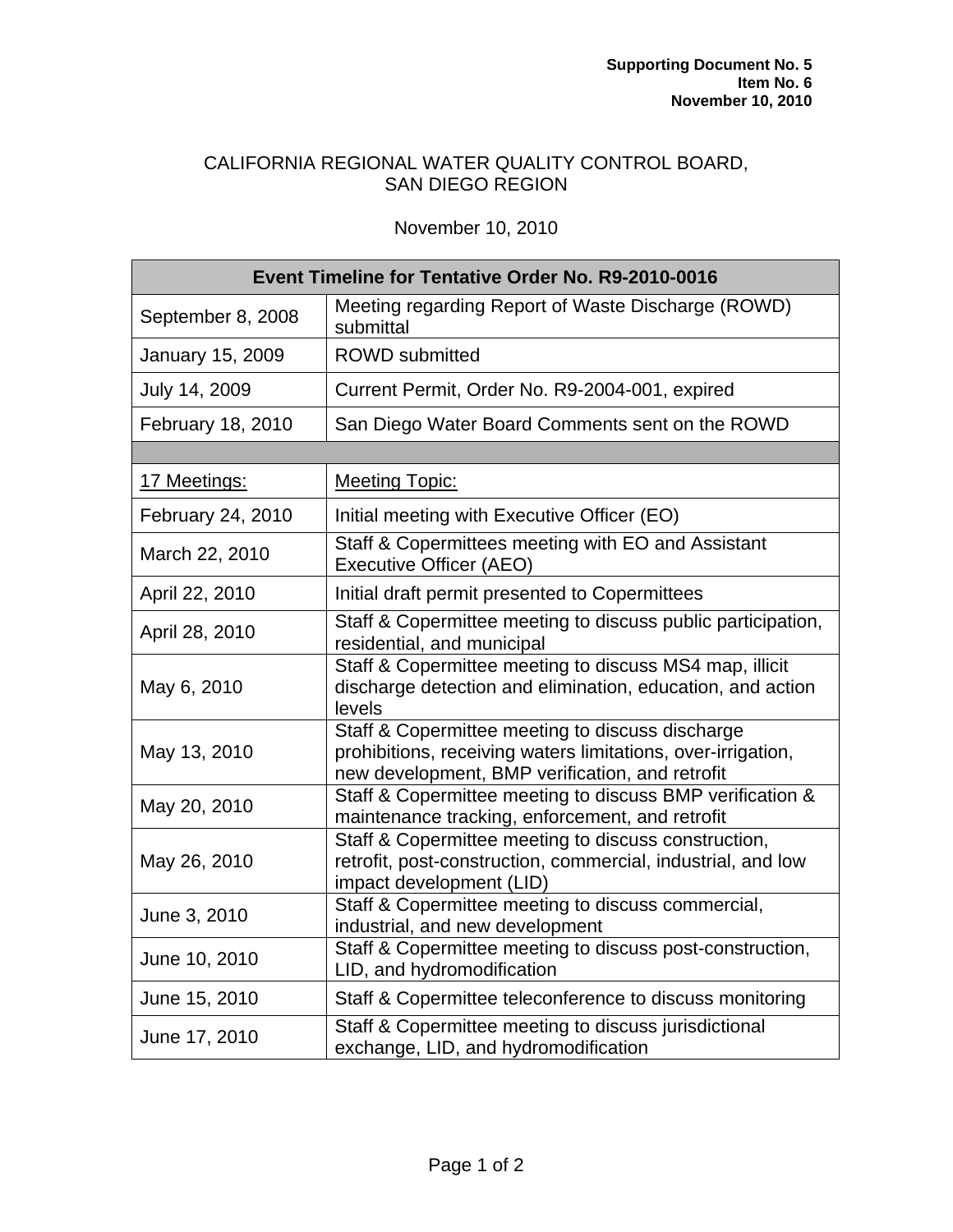**Supporting Document No. 5**
**Item No. 6**
**November 10, 2010**

CALIFORNIA REGIONAL WATER QUALITY CONTROL BOARD,
SAN DIEGO REGION

November 10, 2010

| **Event Timeline for Tentative Order No. R9-2010-0016** | |
|---|---|
| September 8, 2008 | Meeting regarding Report of Waste Discharge (ROWD) submittal |
| January 15, 2009 | ROWD submitted |
| July 14, 2009 | Current Permit, Order No. R9-2004-001, expired |
| February 18, 2010 | San Diego Water Board Comments sent on the ROWD |
| | |
| <u>17 Meetings:</u> | <u>Meeting Topic:</u> |
| February 24, 2010 | Initial meeting with Executive Officer (EO) |
| March 22, 2010 | Staff & Copermittees meeting with EO and Assistant Executive Officer (AEO) |
| April 22, 2010 | Initial draft permit presented to Copermittees |
| April 28, 2010 | Staff & Copermittee meeting to discuss public participation, residential, and municipal |
| May 6, 2010 | Staff & Copermittee meeting to discuss MS4 map, illicit discharge detection and elimination, education, and action levels |
| May 13, 2010 | Staff & Copermittee meeting to discuss discharge prohibitions, receiving waters limitations, over-irrigation, new development, BMP verification, and retrofit |
| May 20, 2010 | Staff & Copermittee meeting to discuss BMP verification & maintenance tracking, enforcement, and retrofit |
| May 26, 2010 | Staff & Copermittee meeting to discuss construction, retrofit, post-construction, commercial, industrial, and low impact development (LID) |
| June 3, 2010 | Staff & Copermittee meeting to discuss commercial, industrial, and new development |
| June 10, 2010 | Staff & Copermittee meeting to discuss post-construction, LID, and hydromodification |
| June 15, 2010 | Staff & Copermittee teleconference to discuss monitoring |
| June 17, 2010 | Staff & Copermittee meeting to discuss jurisdictional exchange, LID, and hydromodification |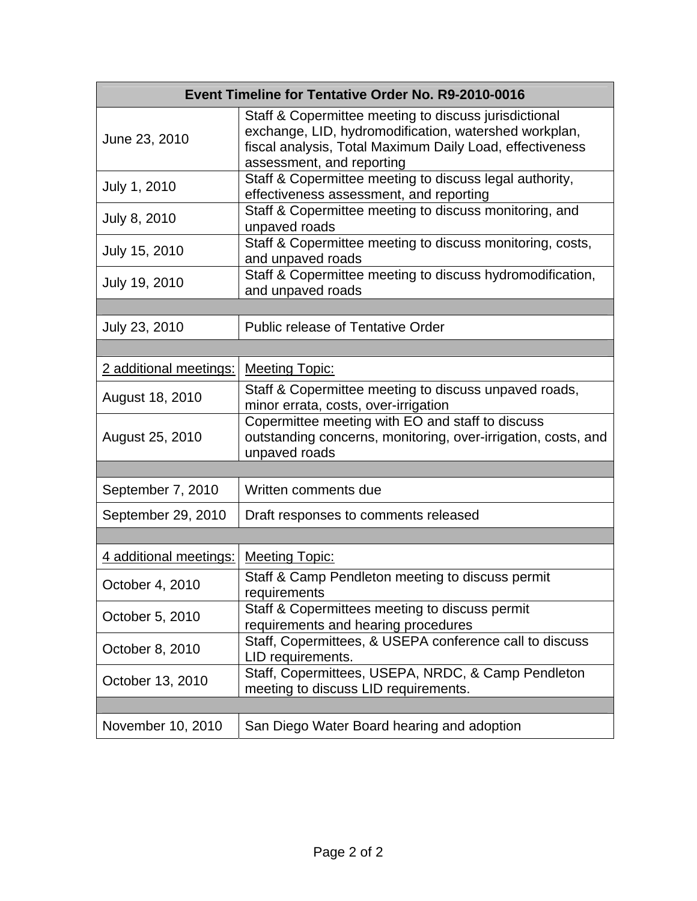| Event Timeline for Tentative Order No. R9-2010-0016 | |
|---|---|
| June 23, 2010 | Staff & Copermittee meeting to discuss jurisdictional exchange, LID, hydromodification, watershed workplan, fiscal analysis, Total Maximum Daily Load, effectiveness assessment, and reporting |
| July 1, 2010 | Staff & Copermittee meeting to discuss legal authority, effectiveness assessment, and reporting |
| July 8, 2010 | Staff & Copermittee meeting to discuss monitoring, and unpaved roads |
| July 15, 2010 | Staff & Copermittee meeting to discuss monitoring, costs, and unpaved roads |
| July 19, 2010 | Staff & Copermittee meeting to discuss hydromodification, and unpaved roads |
| | |
| July 23, 2010 | Public release of Tentative Order |
| | |
| 2 additional meetings: | Meeting Topic: |
| August 18, 2010 | Staff & Copermittee meeting to discuss unpaved roads, minor errata, costs, over-irrigation |
| August 25, 2010 | Copermittee meeting with EO and staff to discuss outstanding concerns, monitoring, over-irrigation, costs, and unpaved roads |
| | |
| September 7, 2010 | Written comments due |
| September 29, 2010 | Draft responses to comments released |
| | |
| 4 additional meetings: | Meeting Topic: |
| October 4, 2010 | Staff & Camp Pendleton meeting to discuss permit requirements |
| October 5, 2010 | Staff & Copermittees meeting to discuss permit requirements and hearing procedures |
| October 8, 2010 | Staff, Copermittees, & USEPA conference call to discuss LID requirements. |
| October 13, 2010 | Staff, Copermittees, USEPA, NRDC, & Camp Pendleton meeting to discuss LID requirements. |
| | |
| November 10, 2010 | San Diego Water Board hearing and adoption |